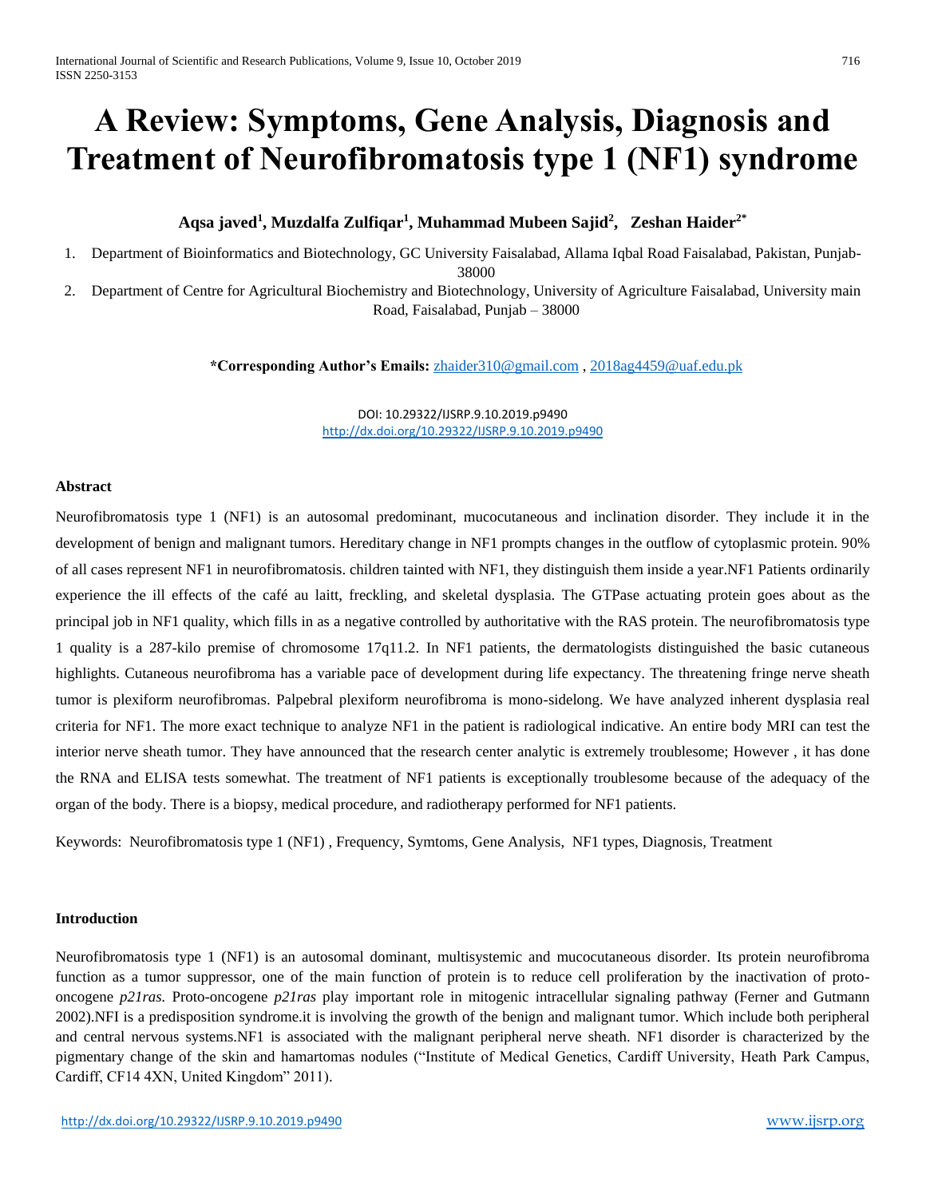# A Review: Symptoms, Gene Analysis, Diagnosis and Treatment of Neurofibromatosis type 1 (NF1) syndrome

**Aqsa javed[1], Muzdalfa Zulfiqar[1], Muhammad Mubeen Sajid[2], Zeshan Haider[2*]**

1. Department of Bioinformatics and Biotechnology, GC University Faisalabad, Allama Iqbal Road Faisalabad, Pakistan, Punjab-38000
2. Department of Centre for Agricultural Biochemistry and Biotechnology, University of Agriculture Faisalabad, University main Road, Faisalabad, Punjab – 38000

**\*Corresponding Author's Emails:** zhaider310@gmail.com , 2018ag4459@uaf.edu.pk

DOI: 10.29322/IJSRP.9.10.2019.p9490
http://dx.doi.org/10.29322/IJSRP.9.10.2019.p9490

### Abstract

Neurofibromatosis type 1 (NF1) is an autosomal predominant, mucocutaneous and inclination disorder. They include it in the development of benign and malignant tumors. Hereditary change in NF1 prompts changes in the outflow of cytoplasmic protein. 90% of all cases represent NF1 in neurofibromatosis. children tainted with NF1, they distinguish them inside a year.NF1 Patients ordinarily experience the ill effects of the café au laitt, freckling, and skeletal dysplasia. The GTPase actuating protein goes about as the principal job in NF1 quality, which fills in as a negative controlled by authoritative with the RAS protein. The neurofibromatosis type 1 quality is a 287-kilo premise of chromosome 17q11.2. In NF1 patients, the dermatologists distinguished the basic cutaneous highlights. Cutaneous neurofibroma has a variable pace of development during life expectancy. The threatening fringe nerve sheath tumor is plexiform neurofibromas. Palpebral plexiform neurofibroma is mono-sidelong. We have analyzed inherent dysplasia real criteria for NF1. The more exact technique to analyze NF1 in the patient is radiological indicative. An entire body MRI can test the interior nerve sheath tumor. They have announced that the research center analytic is extremely troublesome; However , it has done the RNA and ELISA tests somewhat. The treatment of NF1 patients is exceptionally troublesome because of the adequacy of the organ of the body. There is a biopsy, medical procedure, and radiotherapy performed for NF1 patients.

Keywords: Neurofibromatosis type 1 (NF1) , Frequency, Symtoms, Gene Analysis, NF1 types, Diagnosis, Treatment

### Introduction

Neurofibromatosis type 1 (NF1) is an autosomal dominant, multisystemic and mucocutaneous disorder. Its protein neurofibroma function as a tumor suppressor, one of the main function of protein is to reduce cell proliferation by the inactivation of proto-oncogene *p21ras.* Proto-oncogene *p21ras* play important role in mitogenic intracellular signaling pathway (Ferner and Gutmann 2002).NFI is a predisposition syndrome.it is involving the growth of the benign and malignant tumor. Which include both peripheral and central nervous systems.NF1 is associated with the malignant peripheral nerve sheath. NF1 disorder is characterized by the pigmentary change of the skin and hamartomas nodules ("Institute of Medical Genetics, Cardiff University, Heath Park Campus, Cardiff, CF14 4XN, United Kingdom" 2011).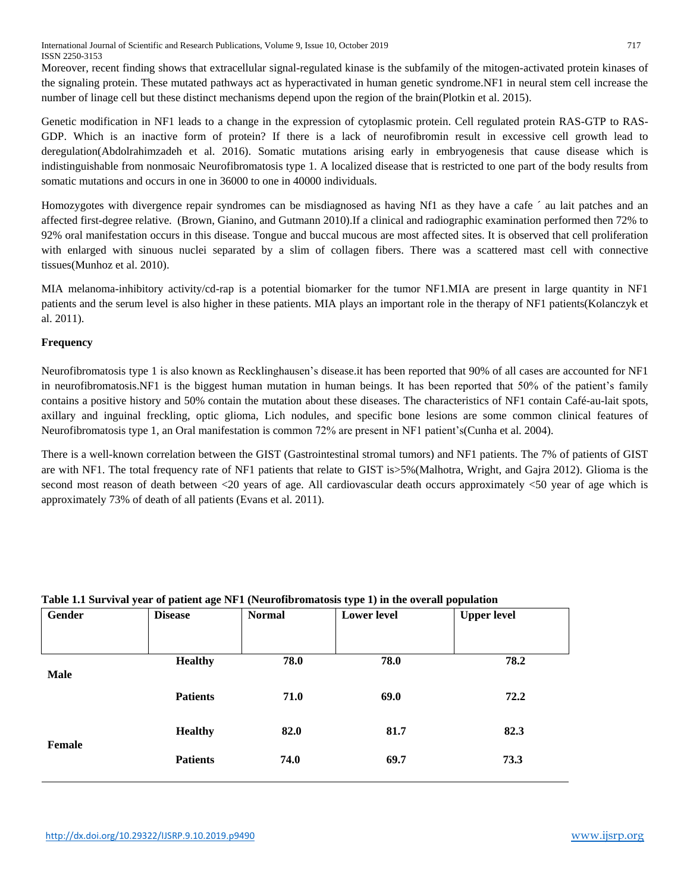Moreover, recent finding shows that extracellular signal-regulated kinase is the subfamily of the mitogen-activated protein kinases of the signaling protein. These mutated pathways act as hyperactivated in human genetic syndrome.NF1 in neural stem cell increase the number of linage cell but these distinct mechanisms depend upon the region of the brain(Plotkin et al. 2015).

Genetic modification in NF1 leads to a change in the expression of cytoplasmic protein. Cell regulated protein RAS-GTP to RAS-GDP. Which is an inactive form of protein? If there is a lack of neurofibromin result in excessive cell growth lead to deregulation(Abdolrahimzadeh et al. 2016). Somatic mutations arising early in embryogenesis that cause disease which is indistinguishable from nonmosaic Neurofibromatosis type 1. A localized disease that is restricted to one part of the body results from somatic mutations and occurs in one in 36000 to one in 40000 individuals.

Homozygotes with divergence repair syndromes can be misdiagnosed as having Nf1 as they have a cafe ´ au lait patches and an affected first-degree relative. (Brown, Gianino, and Gutmann 2010).If a clinical and radiographic examination performed then 72% to 92% oral manifestation occurs in this disease. Tongue and buccal mucous are most affected sites. It is observed that cell proliferation with enlarged with sinuous nuclei separated by a slim of collagen fibers. There was a scattered mast cell with connective tissues(Munhoz et al. 2010).

MIA melanoma-inhibitory activity/cd-rap is a potential biomarker for the tumor NF1.MIA are present in large quantity in NF1 patients and the serum level is also higher in these patients. MIA plays an important role in the therapy of NF1 patients(Kolanczyk et al. 2011).

**Frequency**

Neurofibromatosis type 1 is also known as Recklinghausen's disease.it has been reported that 90% of all cases are accounted for NF1 in neurofibromatosis.NF1 is the biggest human mutation in human beings. It has been reported that 50% of the patient's family contains a positive history and 50% contain the mutation about these diseases. The characteristics of NF1 contain Café-au-lait spots, axillary and inguinal freckling, optic glioma, Lich nodules, and specific bone lesions are some common clinical features of Neurofibromatosis type 1, an Oral manifestation is common 72% are present in NF1 patient's(Cunha et al. 2004).

There is a well-known correlation between the GIST (Gastrointestinal stromal tumors) and NF1 patients. The 7% of patients of GIST are with NF1. The total frequency rate of NF1 patients that relate to GIST is>5%(Malhotra, Wright, and Gajra 2012). Glioma is the second most reason of death between <20 years of age. All cardiovascular death occurs approximately <50 year of age which is approximately 73% of death of all patients (Evans et al. 2011).

**Table 1.1 Survival year of patient age NF1 (Neurofibromatosis type 1) in the overall population**

| Gender | Disease | Normal | Lower level | Upper level |
|---|---|---|---|---|
| Male | **Healthy** | **78.0** | **78.0** | **78.2** |
| | **Patients** | **71.0** | **69.0** | **72.2** |
| Female | **Healthy** | **82.0** | **81.7** | **82.3** |
| | **Patients** | **74.0** | **69.7** | **73.3** |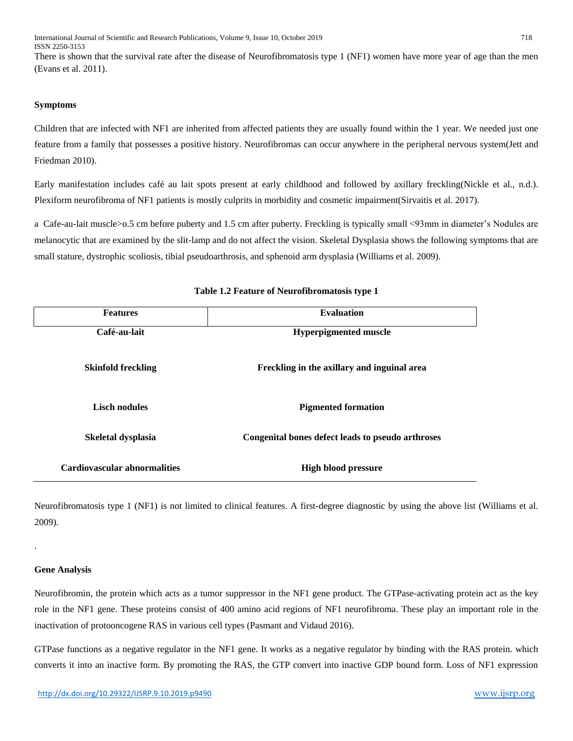There is shown that the survival rate after the disease of Neurofibromatosis type 1 (NF1) women have more year of age than the men (Evans et al. 2011).

**Symptoms**

Children that are infected with NF1 are inherited from affected patients they are usually found within the 1 year. We needed just one feature from a family that possesses a positive history. Neurofibromas can occur anywhere in the peripheral nervous system(Jett and Friedman 2010).

Early manifestation includes café au lait spots present at early childhood and followed by axillary freckling(Nickle et al., n.d.). Plexiform neurofibroma of NF1 patients is mostly culprits in morbidity and cosmetic impairment(Sirvaitis et al. 2017).

a Cafe-au-lait muscle>o.5 cm before puberty and 1.5 cm after puberty. Freckling is typically small <93mm in diameter's Nodules are melanocytic that are examined by the slit-lamp and do not affect the vision. Skeletal Dysplasia shows the following symptoms that are small stature, dystrophic scoliosis, tibial pseudoarthrosis, and sphenoid arm dysplasia (Williams et al. 2009).

**Table 1.2 Feature of Neurofibromatosis type 1**

| Features | Evaluation |
| --- | --- |
| **Café-au-lait** | **Hyperpigmented muscle** |
| **Skinfold freckling** | **Freckling in the axillary and inguinal area** |
| **Lisch nodules** | **Pigmented formation** |
| **Skeletal dysplasia** | **Congenital bones defect leads to pseudo arthroses** |
| **Cardiovascular abnormalities** | **High blood pressure** |

Neurofibromatosis type 1 (NF1) is not limited to clinical features. A first-degree diagnostic by using the above list (Williams et al. 2009).

.

**Gene Analysis**

Neurofibromin, the protein which acts as a tumor suppressor in the NF1 gene product. The GTPase-activating protein act as the key role in the NF1 gene. These proteins consist of 400 amino acid regions of NF1 neurofibroma. These play an important role in the inactivation of protooncogene RAS in various cell types (Pasmant and Vidaud 2016).

GTPase functions as a negative regulator in the NF1 gene. It works as a negative regulator by binding with the RAS protein. which converts it into an inactive form. By promoting the RAS, the GTP convert into inactive GDP bound form. Loss of NF1 expression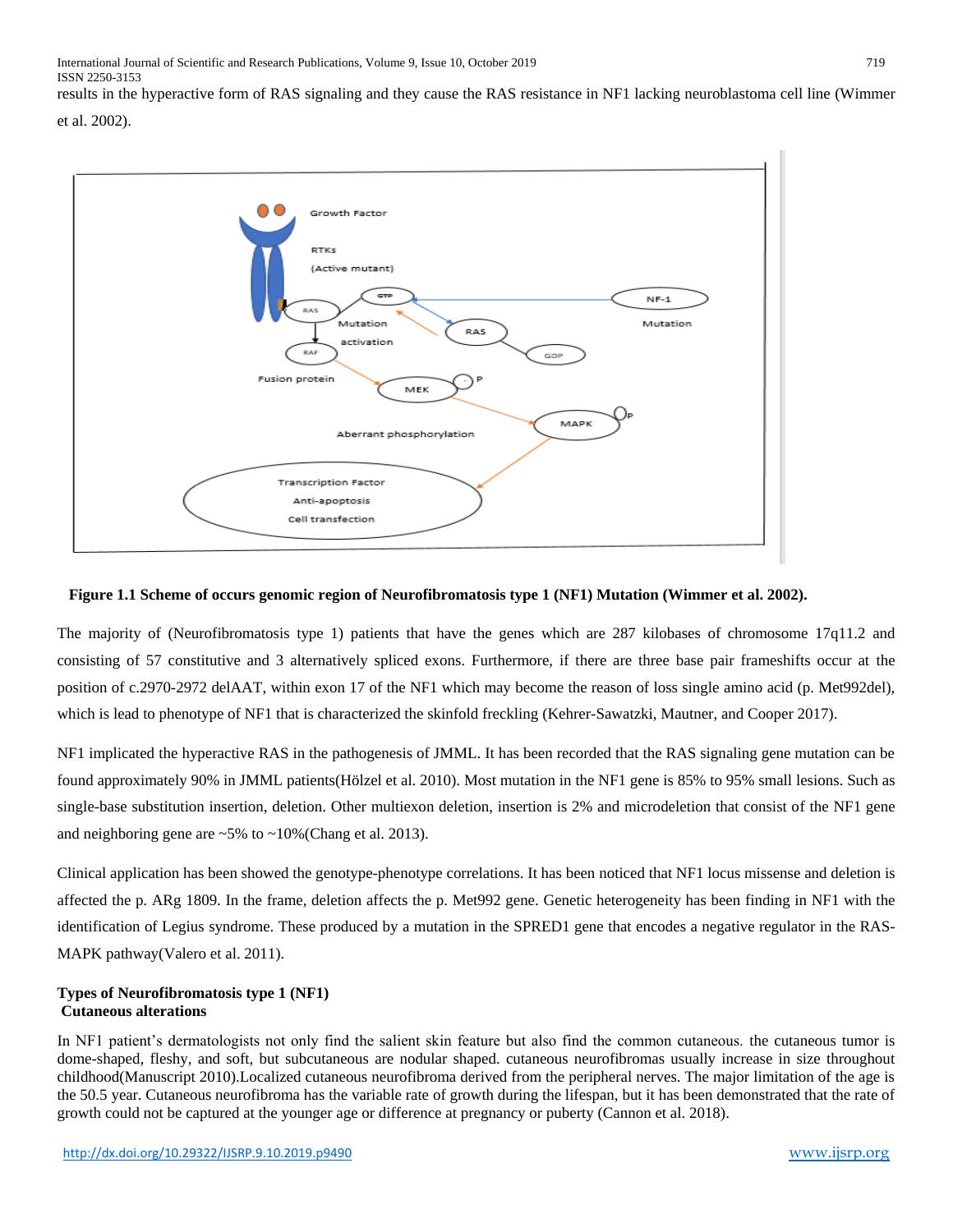results in the hyperactive form of RAS signaling and they cause the RAS resistance in NF1 lacking neuroblastoma cell line (Wimmer et al. 2002).

**Figure 1.1 Scheme of occurs genomic region of Neurofibromatosis type 1 (NF1) Mutation (Wimmer et al. 2002).**

The majority of (Neurofibromatosis type 1) patients that have the genes which are 287 kilobases of chromosome 17q11.2 and consisting of 57 constitutive and 3 alternatively spliced exons. Furthermore, if there are three base pair frameshifts occur at the position of c.2970-2972 delAAT, within exon 17 of the NF1 which may become the reason of loss single amino acid (p. Met992del), which is lead to phenotype of NF1 that is characterized the skinfold freckling (Kehrer-Sawatzki, Mautner, and Cooper 2017).

NF1 implicated the hyperactive RAS in the pathogenesis of JMML. It has been recorded that the RAS signaling gene mutation can be found approximately 90% in JMML patients(Hölzel et al. 2010). Most mutation in the NF1 gene is 85% to 95% small lesions. Such as single-base substitution insertion, deletion. Other multiexon deletion, insertion is 2% and microdeletion that consist of the NF1 gene and neighboring gene are ~5% to ~10%(Chang et al. 2013).

Clinical application has been showed the genotype-phenotype correlations. It has been noticed that NF1 locus missense and deletion is affected the p. ARg 1809. In the frame, deletion affects the p. Met992 gene. Genetic heterogeneity has been finding in NF1 with the identification of Legius syndrome. These produced by a mutation in the SPRED1 gene that encodes a negative regulator in the RAS-MAPK pathway(Valero et al. 2011).

### Types of Neurofibromatosis type 1 (NF1)

#### Cutaneous alterations

In NF1 patient's dermatologists not only find the salient skin feature but also find the common cutaneous. the cutaneous tumor is dome-shaped, fleshy, and soft, but subcutaneous are nodular shaped. cutaneous neurofibromas usually increase in size throughout childhood(Manuscript 2010).Localized cutaneous neurofibroma derived from the peripheral nerves. The major limitation of the age is the 50.5 year. Cutaneous neurofibroma has the variable rate of growth during the lifespan, but it has been demonstrated that the rate of growth could not be captured at the younger age or difference at pregnancy or puberty (Cannon et al. 2018).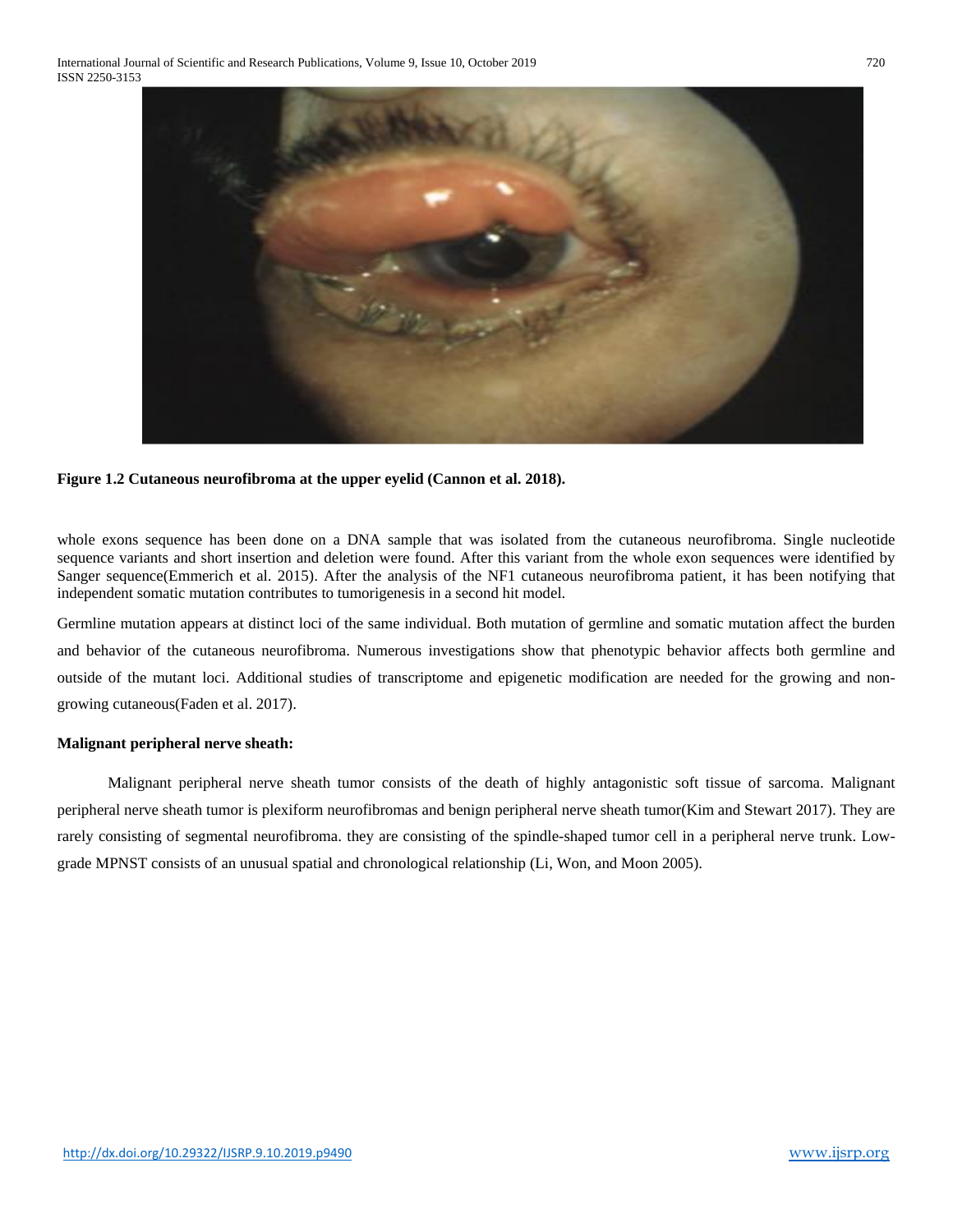**Figure 1.2 Cutaneous neurofibroma at the upper eyelid (Cannon et al. 2018).**

whole exons sequence has been done on a DNA sample that was isolated from the cutaneous neurofibroma. Single nucleotide sequence variants and short insertion and deletion were found. After this variant from the whole exon sequences were identified by Sanger sequence(Emmerich et al. 2015). After the analysis of the NF1 cutaneous neurofibroma patient, it has been notifying that independent somatic mutation contributes to tumorigenesis in a second hit model.

Germline mutation appears at distinct loci of the same individual. Both mutation of germline and somatic mutation affect the burden and behavior of the cutaneous neurofibroma. Numerous investigations show that phenotypic behavior affects both germline and outside of the mutant loci. Additional studies of transcriptome and epigenetic modification are needed for the growing and non-growing cutaneous(Faden et al. 2017).

**Malignant peripheral nerve sheath:**

Malignant peripheral nerve sheath tumor consists of the death of highly antagonistic soft tissue of sarcoma. Malignant peripheral nerve sheath tumor is plexiform neurofibromas and benign peripheral nerve sheath tumor(Kim and Stewart 2017). They are rarely consisting of segmental neurofibroma. they are consisting of the spindle-shaped tumor cell in a peripheral nerve trunk. Low-grade MPNST consists of an unusual spatial and chronological relationship (Li, Won, and Moon 2005).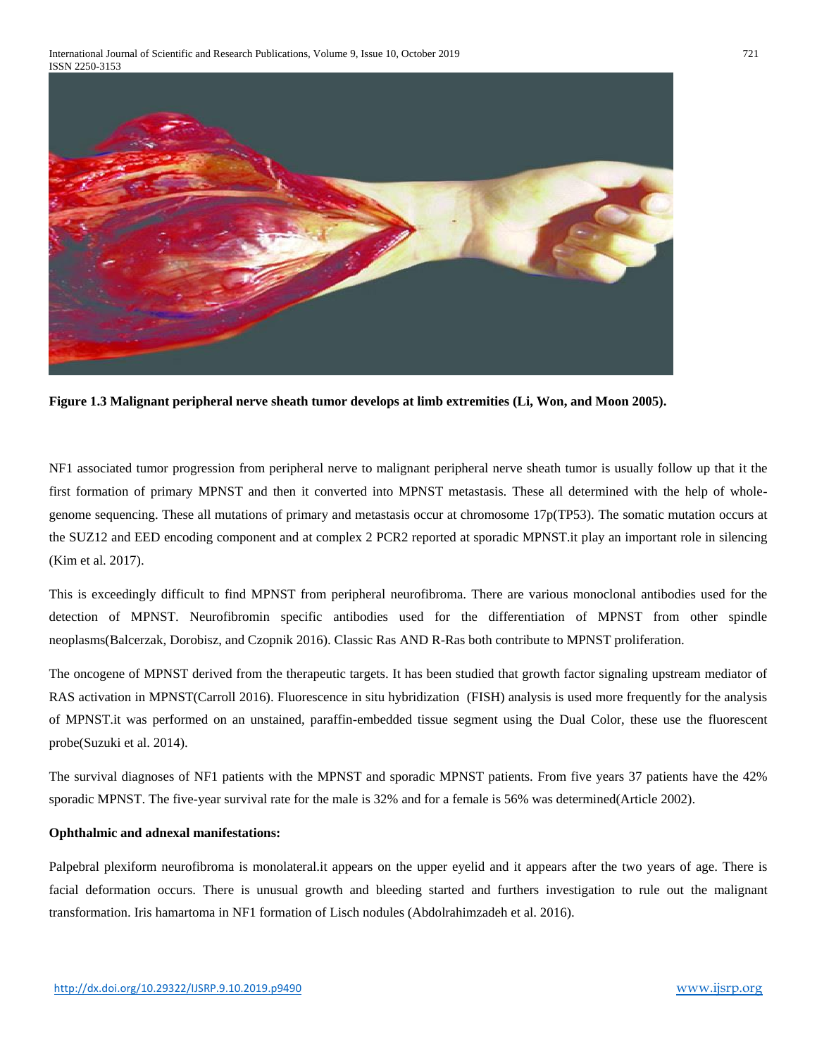**Figure 1.3 Malignant peripheral nerve sheath tumor develops at limb extremities (Li, Won, and Moon 2005).**

NF1 associated tumor progression from peripheral nerve to malignant peripheral nerve sheath tumor is usually follow up that it the first formation of primary MPNST and then it converted into MPNST metastasis. These all determined with the help of whole-genome sequencing. These all mutations of primary and metastasis occur at chromosome 17p(TP53). The somatic mutation occurs at the SUZ12 and EED encoding component and at complex 2 PCR2 reported at sporadic MPNST.it play an important role in silencing (Kim et al. 2017).

This is exceedingly difficult to find MPNST from peripheral neurofibroma. There are various monoclonal antibodies used for the detection of MPNST. Neurofibromin specific antibodies used for the differentiation of MPNST from other spindle neoplasms(Balcerzak, Dorobisz, and Czopnik 2016). Classic Ras AND R-Ras both contribute to MPNST proliferation.

The oncogene of MPNST derived from the therapeutic targets. It has been studied that growth factor signaling upstream mediator of RAS activation in MPNST(Carroll 2016). Fluorescence in situ hybridization (FISH) analysis is used more frequently for the analysis of MPNST.it was performed on an unstained, paraffin-embedded tissue segment using the Dual Color, these use the fluorescent probe(Suzuki et al. 2014).

The survival diagnoses of NF1 patients with the MPNST and sporadic MPNST patients. From five years 37 patients have the 42% sporadic MPNST. The five-year survival rate for the male is 32% and for a female is 56% was determined(Article 2002).

**Ophthalmic and adnexal manifestations:**

Palpebral plexiform neurofibroma is monolateral.it appears on the upper eyelid and it appears after the two years of age. There is facial deformation occurs. There is unusual growth and bleeding started and furthers investigation to rule out the malignant transformation. Iris hamartoma in NF1 formation of Lisch nodules (Abdolrahimzadeh et al. 2016).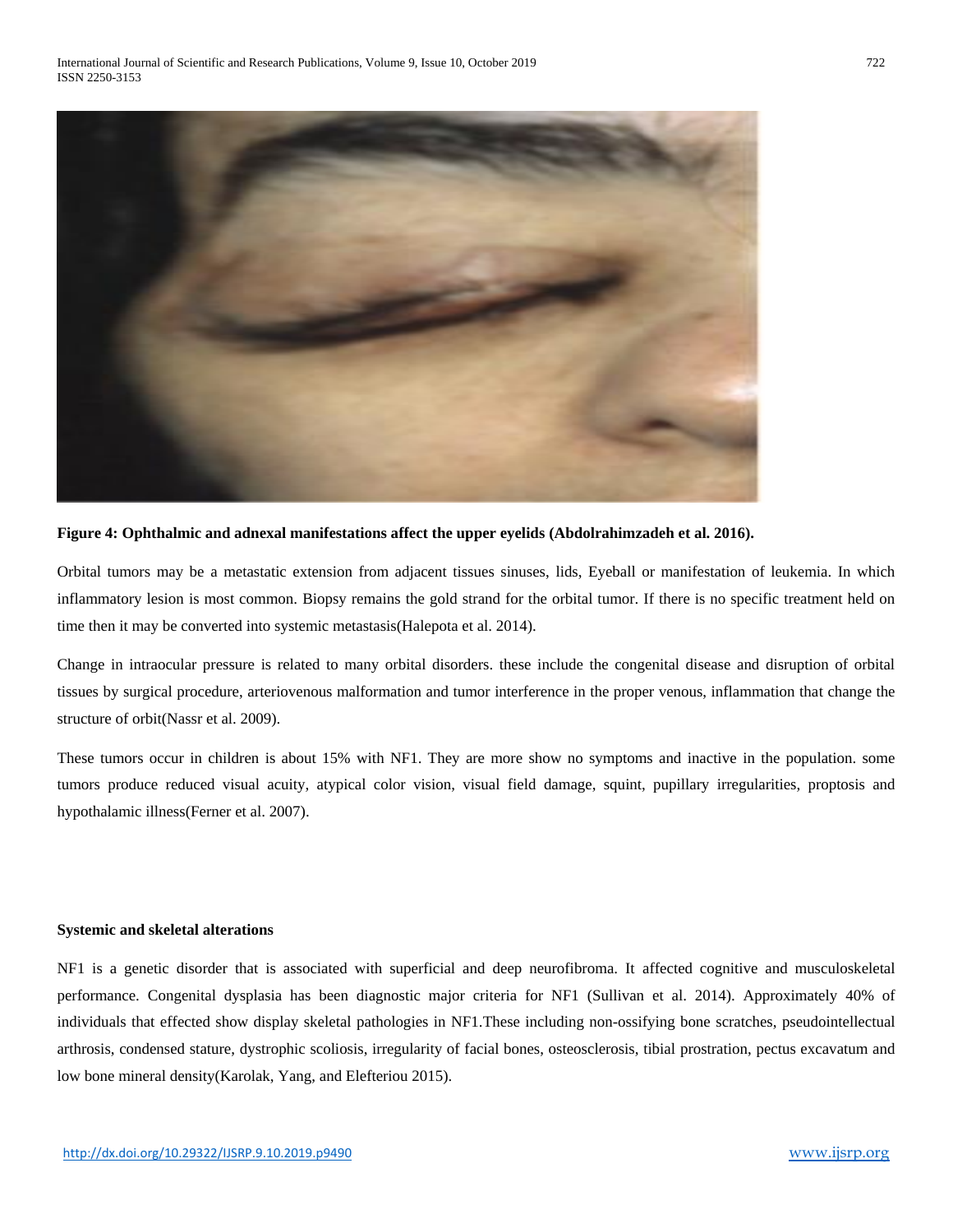**Figure 4: Ophthalmic and adnexal manifestations affect the upper eyelids (Abdolrahimzadeh et al. 2016).**

Orbital tumors may be a metastatic extension from adjacent tissues sinuses, lids, Eyeball or manifestation of leukemia. In which inflammatory lesion is most common. Biopsy remains the gold strand for the orbital tumor. If there is no specific treatment held on time then it may be converted into systemic metastasis(Halepota et al. 2014).

Change in intraocular pressure is related to many orbital disorders. these include the congenital disease and disruption of orbital tissues by surgical procedure, arteriovenous malformation and tumor interference in the proper venous, inflammation that change the structure of orbit(Nassr et al. 2009).

These tumors occur in children is about 15% with NF1. They are more show no symptoms and inactive in the population. some tumors produce reduced visual acuity, atypical color vision, visual field damage, squint, pupillary irregularities, proptosis and hypothalamic illness(Ferner et al. 2007).

**Systemic and skeletal alterations**

NF1 is a genetic disorder that is associated with superficial and deep neurofibroma. It affected cognitive and musculoskeletal performance. Congenital dysplasia has been diagnostic major criteria for NF1 (Sullivan et al. 2014). Approximately 40% of individuals that effected show display skeletal pathologies in NF1.These including non-ossifying bone scratches, pseudointellectual arthrosis, condensed stature, dystrophic scoliosis, irregularity of facial bones, osteosclerosis, tibial prostration, pectus excavatum and low bone mineral density(Karolak, Yang, and Elefteriou 2015).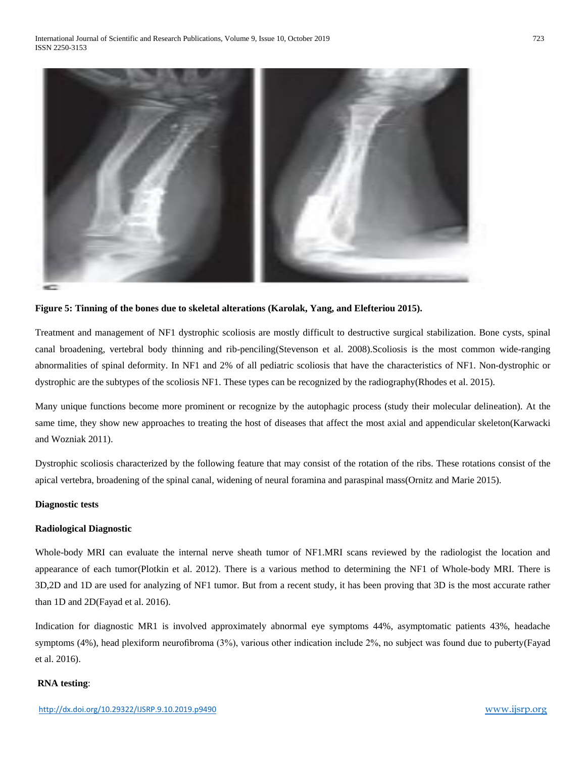**Figure 5: Tinning of the bones due to skeletal alterations (Karolak, Yang, and Elefteriou 2015).**

Treatment and management of NF1 dystrophic scoliosis are mostly difficult to destructive surgical stabilization. Bone cysts, spinal canal broadening, vertebral body thinning and rib-penciling(Stevenson et al. 2008).Scoliosis is the most common wide-ranging abnormalities of spinal deformity. In NF1 and 2% of all pediatric scoliosis that have the characteristics of NF1. Non-dystrophic or dystrophic are the subtypes of the scoliosis NF1. These types can be recognized by the radiography(Rhodes et al. 2015).

Many unique functions become more prominent or recognize by the autophagic process (study their molecular delineation). At the same time, they show new approaches to treating the host of diseases that affect the most axial and appendicular skeleton(Karwacki and Wozniak 2011).

Dystrophic scoliosis characterized by the following feature that may consist of the rotation of the ribs. These rotations consist of the apical vertebra, broadening of the spinal canal, widening of neural foramina and paraspinal mass(Ornitz and Marie 2015).

**Diagnostic tests**

**Radiological Diagnostic**

Whole-body MRI can evaluate the internal nerve sheath tumor of NF1.MRI scans reviewed by the radiologist the location and appearance of each tumor(Plotkin et al. 2012). There is a various method to determining the NF1 of Whole-body MRI. There is 3D,2D and 1D are used for analyzing of NF1 tumor. But from a recent study, it has been proving that 3D is the most accurate rather than 1D and 2D(Fayad et al. 2016).

Indication for diagnostic MR1 is involved approximately abnormal eye symptoms 44%, asymptomatic patients 43%, headache symptoms (4%), head plexiform neurofibroma (3%), various other indication include 2%, no subject was found due to puberty(Fayad et al. 2016).

**RNA testing**: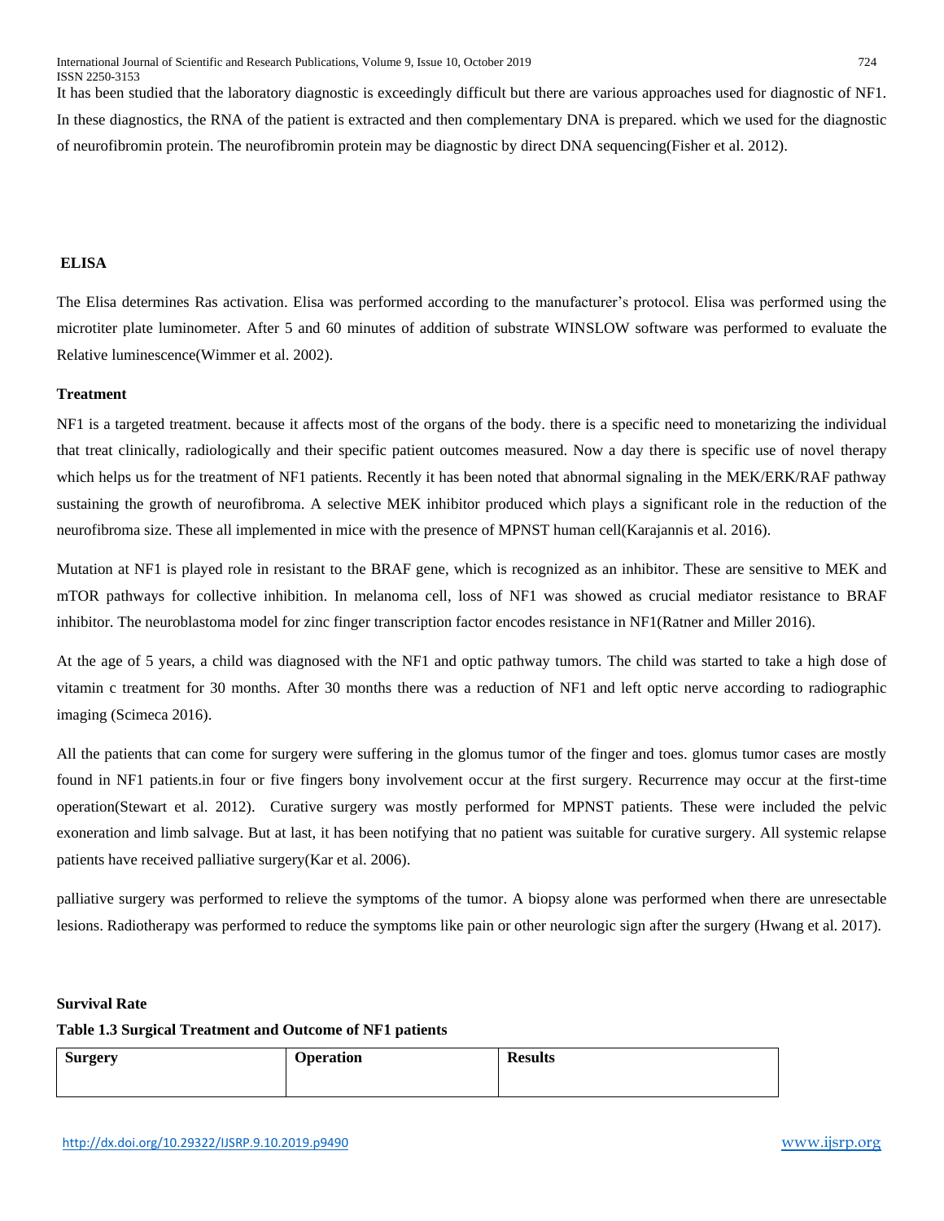It has been studied that the laboratory diagnostic is exceedingly difficult but there are various approaches used for diagnostic of NF1. In these diagnostics, the RNA of the patient is extracted and then complementary DNA is prepared. which we used for the diagnostic of neurofibromin protein. The neurofibromin protein may be diagnostic by direct DNA sequencing(Fisher et al. 2012).

### ELISA

The Elisa determines Ras activation. Elisa was performed according to the manufacturer's protocol. Elisa was performed using the microtiter plate luminometer. After 5 and 60 minutes of addition of substrate WINSLOW software was performed to evaluate the Relative luminescence(Wimmer et al. 2002).

### Treatment

NF1 is a targeted treatment. because it affects most of the organs of the body. there is a specific need to monetarizing the individual that treat clinically, radiologically and their specific patient outcomes measured. Now a day there is specific use of novel therapy which helps us for the treatment of NF1 patients. Recently it has been noted that abnormal signaling in the MEK/ERK/RAF pathway sustaining the growth of neurofibroma. A selective MEK inhibitor produced which plays a significant role in the reduction of the neurofibroma size. These all implemented in mice with the presence of MPNST human cell(Karajannis et al. 2016).

Mutation at NF1 is played role in resistant to the BRAF gene, which is recognized as an inhibitor. These are sensitive to MEK and mTOR pathways for collective inhibition. In melanoma cell, loss of NF1 was showed as crucial mediator resistance to BRAF inhibitor. The neuroblastoma model for zinc finger transcription factor encodes resistance in NF1(Ratner and Miller 2016).

At the age of 5 years, a child was diagnosed with the NF1 and optic pathway tumors. The child was started to take a high dose of vitamin c treatment for 30 months. After 30 months there was a reduction of NF1 and left optic nerve according to radiographic imaging (Scimeca 2016).

All the patients that can come for surgery were suffering in the glomus tumor of the finger and toes. glomus tumor cases are mostly found in NF1 patients.in four or five fingers bony involvement occur at the first surgery. Recurrence may occur at the first-time operation(Stewart et al. 2012). Curative surgery was mostly performed for MPNST patients. These were included the pelvic exoneration and limb salvage. But at last, it has been notifying that no patient was suitable for curative surgery. All systemic relapse patients have received palliative surgery(Kar et al. 2006).

palliative surgery was performed to relieve the symptoms of the tumor. A biopsy alone was performed when there are unresectable lesions. Radiotherapy was performed to reduce the symptoms like pain or other neurologic sign after the surgery (Hwang et al. 2017).

### Survival Rate

**Table 1.3 Surgical Treatment and Outcome of NF1 patients**

| Surgery | Operation | Results |
|---|---|---|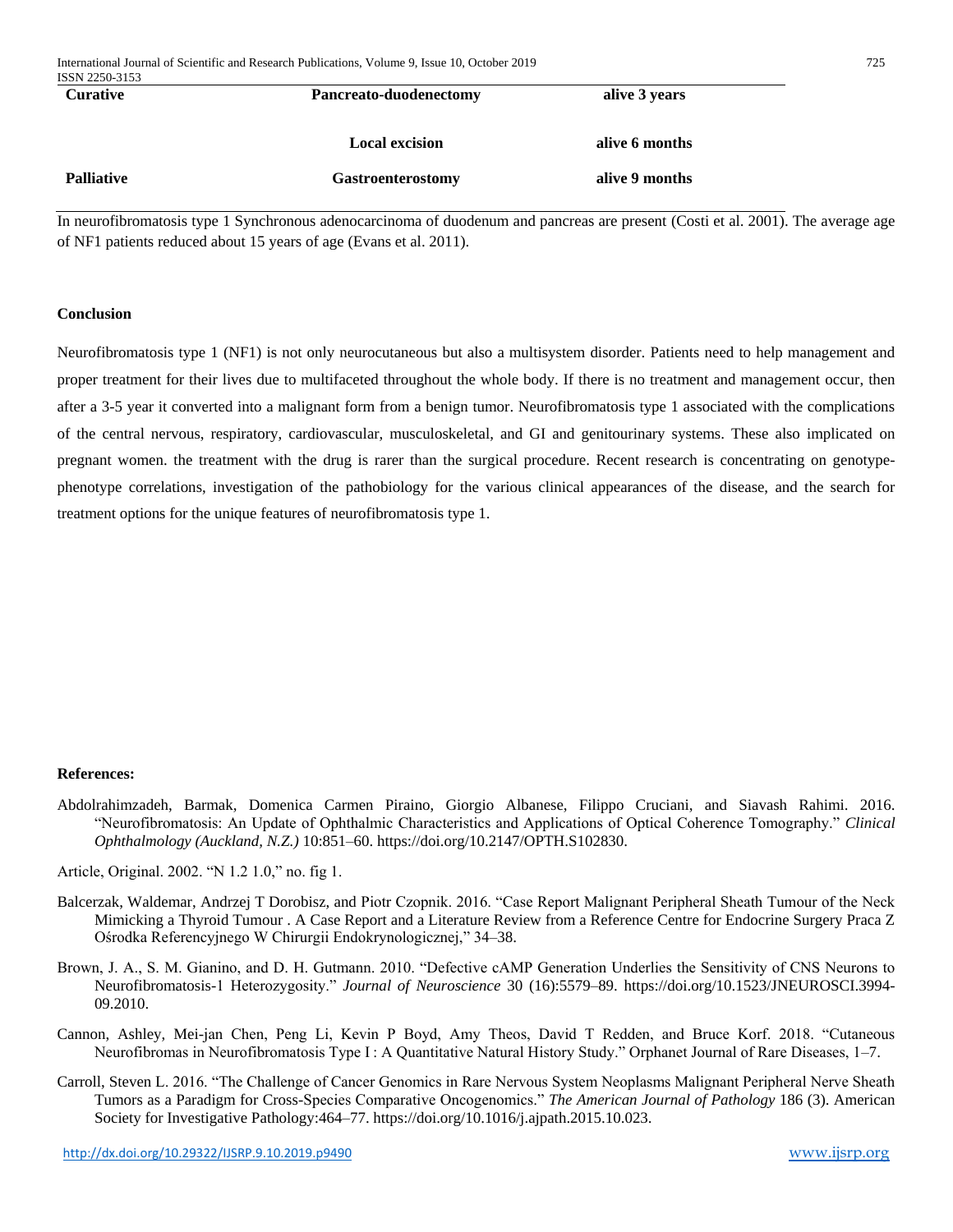| Curative | Pancreato-duodenectomy | alive 3 years |
|---|---|---|
| | Local excision | alive 6 months |
| Palliative | Gastroenterostomy | alive 9 months |

In neurofibromatosis type 1 Synchronous adenocarcinoma of duodenum and pancreas are present (Costi et al. 2001). The average age of NF1 patients reduced about 15 years of age (Evans et al. 2011).

## Conclusion

Neurofibromatosis type 1 (NF1) is not only neurocutaneous but also a multisystem disorder. Patients need to help management and proper treatment for their lives due to multifaceted throughout the whole body. If there is no treatment and management occur, then after a 3-5 year it converted into a malignant form from a benign tumor. Neurofibromatosis type 1 associated with the complications of the central nervous, respiratory, cardiovascular, musculoskeletal, and GI and genitourinary systems. These also implicated on pregnant women. the treatment with the drug is rarer than the surgical procedure. Recent research is concentrating on genotype-phenotype correlations, investigation of the pathobiology for the various clinical appearances of the disease, and the search for treatment options for the unique features of neurofibromatosis type 1.

## References:

Abdolrahimzadeh, Barmak, Domenica Carmen Piraino, Giorgio Albanese, Filippo Cruciani, and Siavash Rahimi. 2016. "Neurofibromatosis: An Update of Ophthalmic Characteristics and Applications of Optical Coherence Tomography." *Clinical Ophthalmology (Auckland, N.Z.)* 10:851–60. https://doi.org/10.2147/OPTH.S102830.

Article, Original. 2002. "N 1.2 1.0," no. fig 1.

Balcerzak, Waldemar, Andrzej T Dorobisz, and Piotr Czopnik. 2016. "Case Report Malignant Peripheral Sheath Tumour of the Neck Mimicking a Thyroid Tumour . A Case Report and a Literature Review from a Reference Centre for Endocrine Surgery Praca Z Ośrodka Referencyjnego W Chirurgii Endokrynologicznej," 34–38.

Brown, J. A., S. M. Gianino, and D. H. Gutmann. 2010. "Defective cAMP Generation Underlies the Sensitivity of CNS Neurons to Neurofibromatosis-1 Heterozygosity." *Journal of Neuroscience* 30 (16):5579–89. https://doi.org/10.1523/JNEUROSCI.3994-09.2010.

Cannon, Ashley, Mei-jan Chen, Peng Li, Kevin P Boyd, Amy Theos, David T Redden, and Bruce Korf. 2018. "Cutaneous Neurofibromas in Neurofibromatosis Type I : A Quantitative Natural History Study." Orphanet Journal of Rare Diseases, 1–7.

Carroll, Steven L. 2016. "The Challenge of Cancer Genomics in Rare Nervous System Neoplasms Malignant Peripheral Nerve Sheath Tumors as a Paradigm for Cross-Species Comparative Oncogenomics." *The American Journal of Pathology* 186 (3). American Society for Investigative Pathology:464–77. https://doi.org/10.1016/j.ajpath.2015.10.023.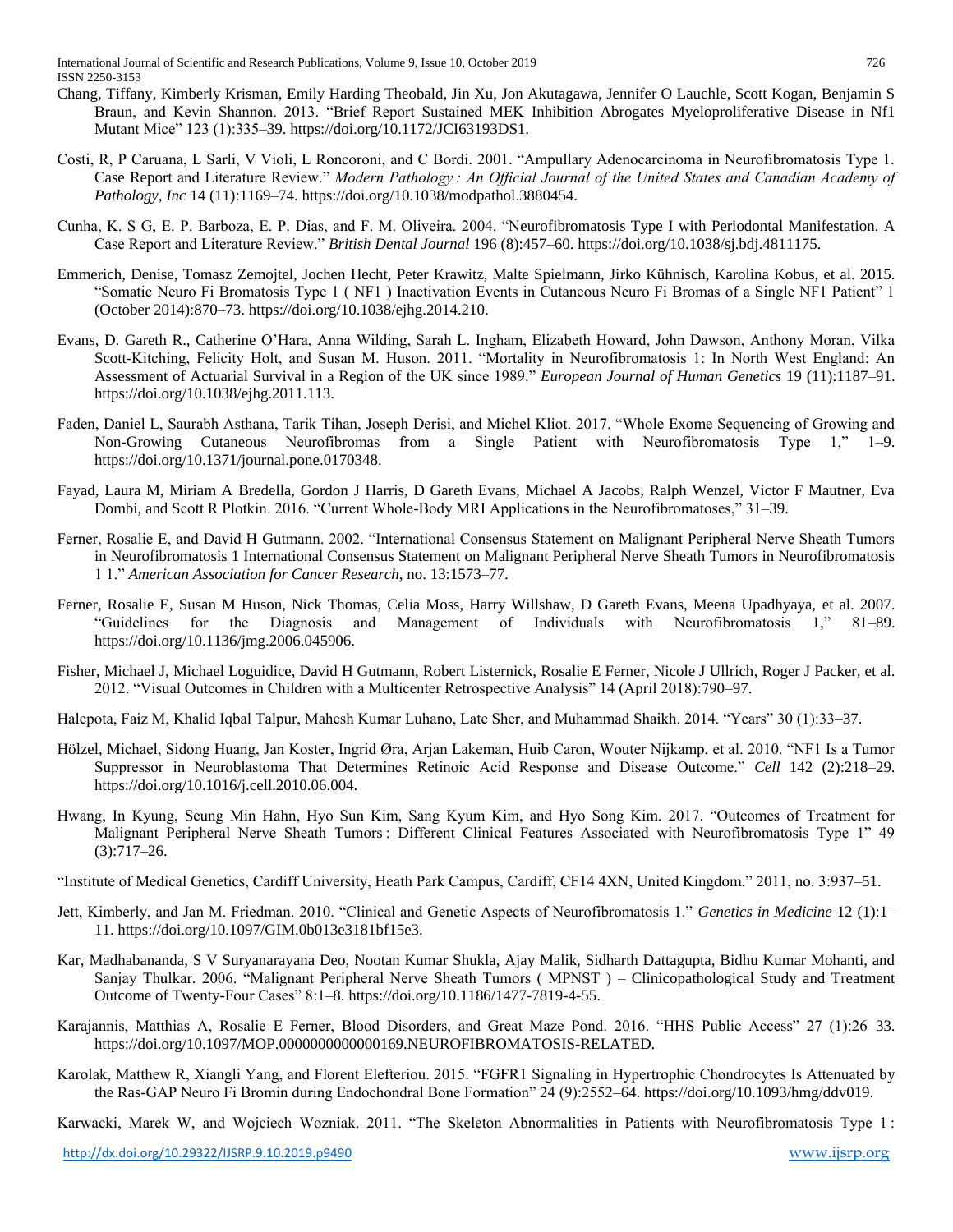Chang, Tiffany, Kimberly Krisman, Emily Harding Theobald, Jin Xu, Jon Akutagawa, Jennifer O Lauchle, Scott Kogan, Benjamin S Braun, and Kevin Shannon. 2013. "Brief Report Sustained MEK Inhibition Abrogates Myeloproliferative Disease in Nf1 Mutant Mice" 123 (1):335–39. https://doi.org/10.1172/JCI63193DS1.

Costi, R, P Caruana, L Sarli, V Violi, L Roncoroni, and C Bordi. 2001. "Ampullary Adenocarcinoma in Neurofibromatosis Type 1. Case Report and Literature Review." *Modern Pathology : An Official Journal of the United States and Canadian Academy of Pathology, Inc* 14 (11):1169–74. https://doi.org/10.1038/modpathol.3880454.

Cunha, K. S G, E. P. Barboza, E. P. Dias, and F. M. Oliveira. 2004. "Neurofibromatosis Type I with Periodontal Manifestation. A Case Report and Literature Review." *British Dental Journal* 196 (8):457–60. https://doi.org/10.1038/sj.bdj.4811175.

Emmerich, Denise, Tomasz Zemojtel, Jochen Hecht, Peter Krawitz, Malte Spielmann, Jirko Kühnisch, Karolina Kobus, et al. 2015. "Somatic Neuro Fi Bromatosis Type 1 ( NF1 ) Inactivation Events in Cutaneous Neuro Fi Bromas of a Single NF1 Patient" 1 (October 2014):870–73. https://doi.org/10.1038/ejhg.2014.210.

Evans, D. Gareth R., Catherine O'Hara, Anna Wilding, Sarah L. Ingham, Elizabeth Howard, John Dawson, Anthony Moran, Vilka Scott-Kitching, Felicity Holt, and Susan M. Huson. 2011. "Mortality in Neurofibromatosis 1: In North West England: An Assessment of Actuarial Survival in a Region of the UK since 1989." *European Journal of Human Genetics* 19 (11):1187–91. https://doi.org/10.1038/ejhg.2011.113.

Faden, Daniel L, Saurabh Asthana, Tarik Tihan, Joseph Derisi, and Michel Kliot. 2017. "Whole Exome Sequencing of Growing and Non-Growing Cutaneous Neurofibromas from a Single Patient with Neurofibromatosis Type 1," 1–9. https://doi.org/10.1371/journal.pone.0170348.

Fayad, Laura M, Miriam A Bredella, Gordon J Harris, D Gareth Evans, Michael A Jacobs, Ralph Wenzel, Victor F Mautner, Eva Dombi, and Scott R Plotkin. 2016. "Current Whole-Body MRI Applications in the Neurofibromatoses," 31–39.

Ferner, Rosalie E, and David H Gutmann. 2002. "International Consensus Statement on Malignant Peripheral Nerve Sheath Tumors in Neurofibromatosis 1 International Consensus Statement on Malignant Peripheral Nerve Sheath Tumors in Neurofibromatosis 1 1." *American Association for Cancer Research*, no. 13:1573–77.

Ferner, Rosalie E, Susan M Huson, Nick Thomas, Celia Moss, Harry Willshaw, D Gareth Evans, Meena Upadhyaya, et al. 2007. "Guidelines for the Diagnosis and Management of Individuals with Neurofibromatosis 1," 81–89. https://doi.org/10.1136/jmg.2006.045906.

Fisher, Michael J, Michael Loguidice, David H Gutmann, Robert Listernick, Rosalie E Ferner, Nicole J Ullrich, Roger J Packer, et al. 2012. "Visual Outcomes in Children with a Multicenter Retrospective Analysis" 14 (April 2018):790–97.

Halepota, Faiz M, Khalid Iqbal Talpur, Mahesh Kumar Luhano, Late Sher, and Muhammad Shaikh. 2014. "Years" 30 (1):33–37.

Hölzel, Michael, Sidong Huang, Jan Koster, Ingrid Øra, Arjan Lakeman, Huib Caron, Wouter Nijkamp, et al. 2010. "NF1 Is a Tumor Suppressor in Neuroblastoma That Determines Retinoic Acid Response and Disease Outcome." *Cell* 142 (2):218–29. https://doi.org/10.1016/j.cell.2010.06.004.

Hwang, In Kyung, Seung Min Hahn, Hyo Sun Kim, Sang Kyum Kim, and Hyo Song Kim. 2017. "Outcomes of Treatment for Malignant Peripheral Nerve Sheath Tumors : Different Clinical Features Associated with Neurofibromatosis Type 1" 49 (3):717–26.

"Institute of Medical Genetics, Cardiff University, Heath Park Campus, Cardiff, CF14 4XN, United Kingdom." 2011, no. 3:937–51.

Jett, Kimberly, and Jan M. Friedman. 2010. "Clinical and Genetic Aspects of Neurofibromatosis 1." *Genetics in Medicine* 12 (1):1–11. https://doi.org/10.1097/GIM.0b013e3181bf15e3.

Kar, Madhabananda, S V Suryanarayana Deo, Nootan Kumar Shukla, Ajay Malik, Sidharth Dattagupta, Bidhu Kumar Mohanti, and Sanjay Thulkar. 2006. "Malignant Peripheral Nerve Sheath Tumors ( MPNST ) – Clinicopathological Study and Treatment Outcome of Twenty-Four Cases" 8:1–8. https://doi.org/10.1186/1477-7819-4-55.

Karajannis, Matthias A, Rosalie E Ferner, Blood Disorders, and Great Maze Pond. 2016. "HHS Public Access" 27 (1):26–33. https://doi.org/10.1097/MOP.0000000000000169.NEUROFIBROMATOSIS-RELATED.

Karolak, Matthew R, Xiangli Yang, and Florent Elefteriou. 2015. "FGFR1 Signaling in Hypertrophic Chondrocytes Is Attenuated by the Ras-GAP Neuro Fi Bromin during Endochondral Bone Formation" 24 (9):2552–64. https://doi.org/10.1093/hmg/ddv019.

Karwacki, Marek W, and Wojciech Wozniak. 2011. "The Skeleton Abnormalities in Patients with Neurofibromatosis Type 1 :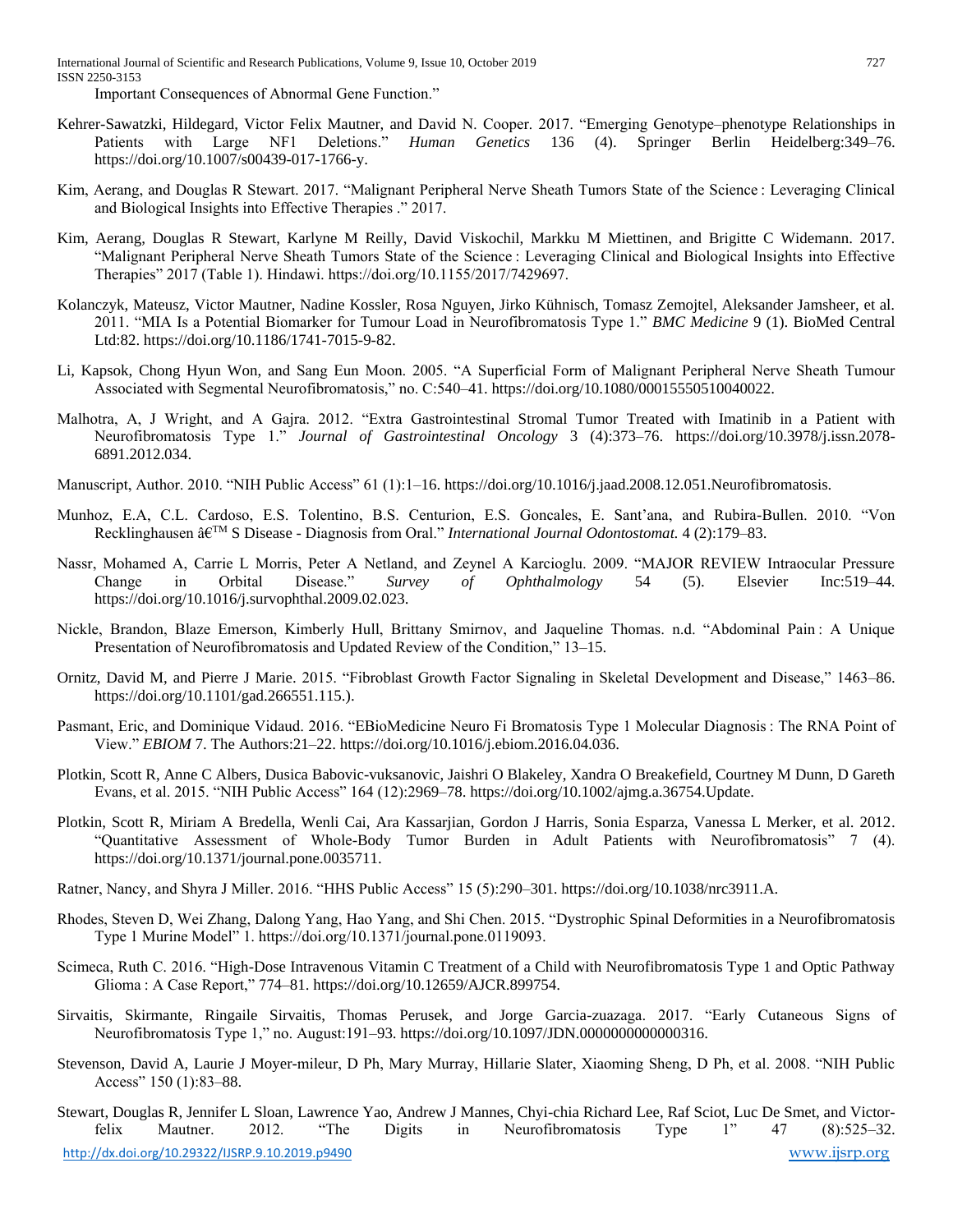Important Consequences of Abnormal Gene Function."

Kehrer-Sawatzki, Hildegard, Victor Felix Mautner, and David N. Cooper. 2017. "Emerging Genotype–phenotype Relationships in Patients with Large NF1 Deletions." *Human Genetics* 136 (4). Springer Berlin Heidelberg:349–76. https://doi.org/10.1007/s00439-017-1766-y.

Kim, Aerang, and Douglas R Stewart. 2017. "Malignant Peripheral Nerve Sheath Tumors State of the Science : Leveraging Clinical and Biological Insights into Effective Therapies ." 2017.

Kim, Aerang, Douglas R Stewart, Karlyne M Reilly, David Viskochil, Markku M Miettinen, and Brigitte C Widemann. 2017. "Malignant Peripheral Nerve Sheath Tumors State of the Science : Leveraging Clinical and Biological Insights into Effective Therapies" 2017 (Table 1). Hindawi. https://doi.org/10.1155/2017/7429697.

Kolanczyk, Mateusz, Victor Mautner, Nadine Kossler, Rosa Nguyen, Jirko Kühnisch, Tomasz Zemojtel, Aleksander Jamsheer, et al. 2011. "MIA Is a Potential Biomarker for Tumour Load in Neurofibromatosis Type 1." *BMC Medicine* 9 (1). BioMed Central Ltd:82. https://doi.org/10.1186/1741-7015-9-82.

Li, Kapsok, Chong Hyun Won, and Sang Eun Moon. 2005. "A Superficial Form of Malignant Peripheral Nerve Sheath Tumour Associated with Segmental Neurofibromatosis," no. C:540–41. https://doi.org/10.1080/00015550510040022.

Malhotra, A, J Wright, and A Gajra. 2012. "Extra Gastrointestinal Stromal Tumor Treated with Imatinib in a Patient with Neurofibromatosis Type 1." *Journal of Gastrointestinal Oncology* 3 (4):373–76. https://doi.org/10.3978/j.issn.2078-6891.2012.034.

Manuscript, Author. 2010. "NIH Public Access" 61 (1):1–16. https://doi.org/10.1016/j.jaad.2008.12.051.Neurofibromatosis.

Munhoz, E.A, C.L. Cardoso, E.S. Tolentino, B.S. Centurion, E.S. Goncales, E. Sant'ana, and Rubira-Bullen. 2010. "Von Recklinghausen â€™ S Disease - Diagnosis from Oral." *International Journal Odontostomat.* 4 (2):179–83.

Nassr, Mohamed A, Carrie L Morris, Peter A Netland, and Zeynel A Karcioglu. 2009. "MAJOR REVIEW Intraocular Pressure Change in Orbital Disease." *Survey of Ophthalmology* 54 (5). Elsevier Inc:519–44. https://doi.org/10.1016/j.survophthal.2009.02.023.

Nickle, Brandon, Blaze Emerson, Kimberly Hull, Brittany Smirnov, and Jaqueline Thomas. n.d. "Abdominal Pain : A Unique Presentation of Neurofibromatosis and Updated Review of the Condition," 13–15.

Ornitz, David M, and Pierre J Marie. 2015. "Fibroblast Growth Factor Signaling in Skeletal Development and Disease," 1463–86. https://doi.org/10.1101/gad.266551.115.).

Pasmant, Eric, and Dominique Vidaud. 2016. "EBioMedicine Neuro Fi Bromatosis Type 1 Molecular Diagnosis : The RNA Point of View." *EBIOM* 7. The Authors:21–22. https://doi.org/10.1016/j.ebiom.2016.04.036.

Plotkin, Scott R, Anne C Albers, Dusica Babovic-vuksanovic, Jaishri O Blakeley, Xandra O Breakefield, Courtney M Dunn, D Gareth Evans, et al. 2015. "NIH Public Access" 164 (12):2969–78. https://doi.org/10.1002/ajmg.a.36754.Update.

Plotkin, Scott R, Miriam A Bredella, Wenli Cai, Ara Kassarjian, Gordon J Harris, Sonia Esparza, Vanessa L Merker, et al. 2012. "Quantitative Assessment of Whole-Body Tumor Burden in Adult Patients with Neurofibromatosis" 7 (4). https://doi.org/10.1371/journal.pone.0035711.

Ratner, Nancy, and Shyra J Miller. 2016. "HHS Public Access" 15 (5):290–301. https://doi.org/10.1038/nrc3911.A.

Rhodes, Steven D, Wei Zhang, Dalong Yang, Hao Yang, and Shi Chen. 2015. "Dystrophic Spinal Deformities in a Neurofibromatosis Type 1 Murine Model" 1. https://doi.org/10.1371/journal.pone.0119093.

Scimeca, Ruth C. 2016. "High-Dose Intravenous Vitamin C Treatment of a Child with Neurofibromatosis Type 1 and Optic Pathway Glioma : A Case Report," 774–81. https://doi.org/10.12659/AJCR.899754.

Sirvaitis, Skirmante, Ringaile Sirvaitis, Thomas Perusek, and Jorge Garcia-zuazaga. 2017. "Early Cutaneous Signs of Neurofibromatosis Type 1," no. August:191–93. https://doi.org/10.1097/JDN.0000000000000316.

Stevenson, David A, Laurie J Moyer-mileur, D Ph, Mary Murray, Hillarie Slater, Xiaoming Sheng, D Ph, et al. 2008. "NIH Public Access" 150 (1):83–88.

Stewart, Douglas R, Jennifer L Sloan, Lawrence Yao, Andrew J Mannes, Chyi-chia Richard Lee, Raf Sciot, Luc De Smet, and Victor-felix Mautner. 2012. "The Digits in Neurofibromatosis Type 1" 47 (8):525–32.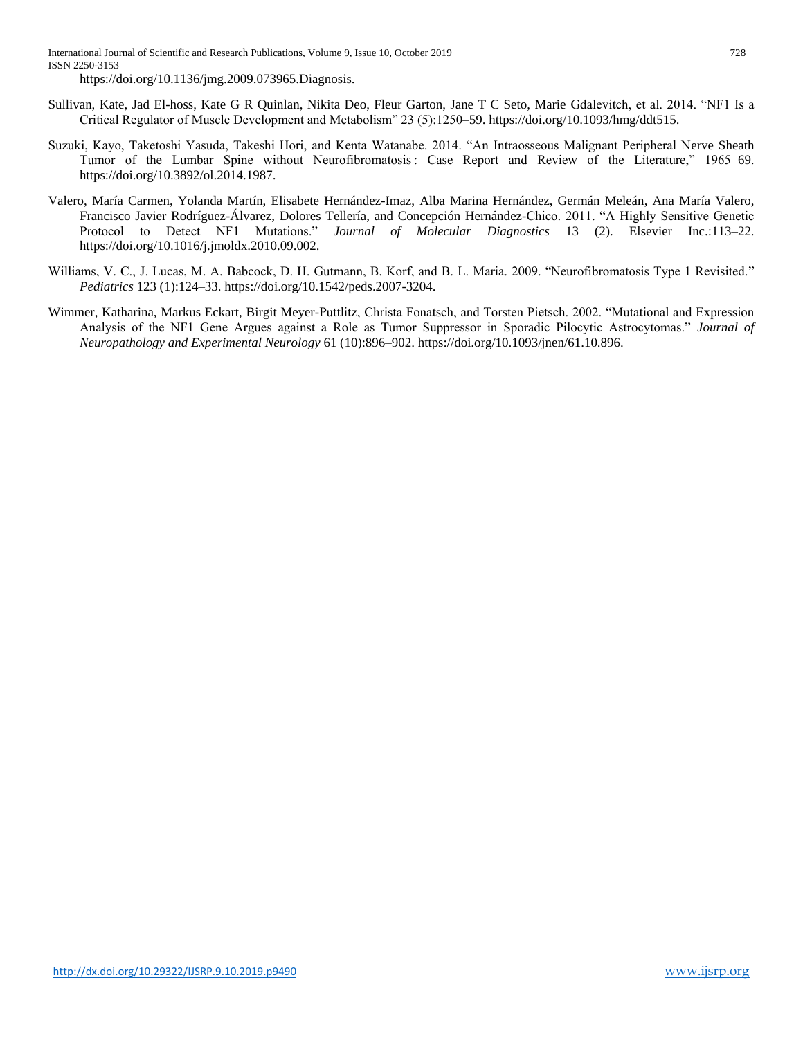https://doi.org/10.1136/jmg.2009.073965.Diagnosis.

Sullivan, Kate, Jad El-hoss, Kate G R Quinlan, Nikita Deo, Fleur Garton, Jane T C Seto, Marie Gdalevitch, et al. 2014. "NF1 Is a Critical Regulator of Muscle Development and Metabolism" 23 (5):1250–59. https://doi.org/10.1093/hmg/ddt515.

Suzuki, Kayo, Taketoshi Yasuda, Takeshi Hori, and Kenta Watanabe. 2014. "An Intraosseous Malignant Peripheral Nerve Sheath Tumor of the Lumbar Spine without Neurofibromatosis : Case Report and Review of the Literature," 1965–69. https://doi.org/10.3892/ol.2014.1987.

Valero, María Carmen, Yolanda Martín, Elisabete Hernández-Imaz, Alba Marina Hernández, Germán Meleán, Ana María Valero, Francisco Javier Rodríguez-Álvarez, Dolores Tellería, and Concepción Hernández-Chico. 2011. "A Highly Sensitive Genetic Protocol to Detect NF1 Mutations." *Journal of Molecular Diagnostics* 13 (2). Elsevier Inc.:113–22. https://doi.org/10.1016/j.jmoldx.2010.09.002.

Williams, V. C., J. Lucas, M. A. Babcock, D. H. Gutmann, B. Korf, and B. L. Maria. 2009. "Neurofibromatosis Type 1 Revisited." *Pediatrics* 123 (1):124–33. https://doi.org/10.1542/peds.2007-3204.

Wimmer, Katharina, Markus Eckart, Birgit Meyer-Puttlitz, Christa Fonatsch, and Torsten Pietsch. 2002. "Mutational and Expression Analysis of the NF1 Gene Argues against a Role as Tumor Suppressor in Sporadic Pilocytic Astrocytomas." *Journal of Neuropathology and Experimental Neurology* 61 (10):896–902. https://doi.org/10.1093/jnen/61.10.896.